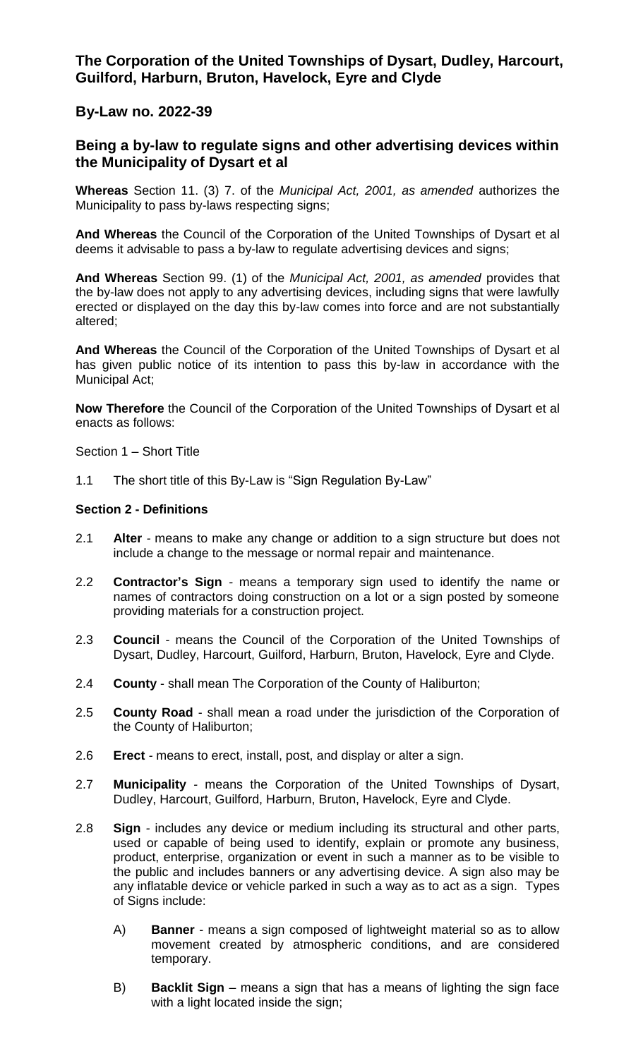## The Corporation of the United Townships of Dysart, Dudley, Harcourt, Guilford, Harburn, Bruton, Havelock, Eyre and Clyde

## By-Law no. 2022-39

## Being a by-law to regulate signs and other advertising devices within the Municipality of Dysart et al

**Whereas** Section 11. (3) 7. of the *Municipal Act, 2001, as amended* authorizes the Municipality to pass by-laws respecting signs;

**And Whereas** the Council of the Corporation of the United Townships of Dysart et al deems it advisable to pass a by-law to regulate advertising devices and signs;

**And Whereas** Section 99. (1) of the *Municipal Act, 2001, as amended* provides that the by-law does not apply to any advertising devices, including signs that were lawfully erected or displayed on the day this by-law comes into force and are not substantially altered;

**And Whereas** the Council of the Corporation of the United Townships of Dysart et al has given public notice of its intention to pass this by-law in accordance with the Municipal Act;

**Now Therefore** the Council of the Corporation of the United Townships of Dysart et al enacts as follows:

Section 1 – Short Title

1.1 The short title of this By-Law is "Sign Regulation By-Law"

**Section 2 - Definitions**

2.1 **Alter** - means to make any change or addition to a sign structure but does not include a change to the message or normal repair and maintenance.

2.2 **Contractor's Sign** - means a temporary sign used to identify the name or names of contractors doing construction on a lot or a sign posted by someone providing materials for a construction project.

2.3 **Council** - means the Council of the Corporation of the United Townships of Dysart, Dudley, Harcourt, Guilford, Harburn, Bruton, Havelock, Eyre and Clyde.

2.4 **County** - shall mean The Corporation of the County of Haliburton;

2.5 **County Road** - shall mean a road under the jurisdiction of the Corporation of the County of Haliburton;

2.6 **Erect** - means to erect, install, post, and display or alter a sign.

2.7 **Municipality** - means the Corporation of the United Townships of Dysart, Dudley, Harcourt, Guilford, Harburn, Bruton, Havelock, Eyre and Clyde.

2.8 **Sign** - includes any device or medium including its structural and other parts, used or capable of being used to identify, explain or promote any business, product, enterprise, organization or event in such a manner as to be visible to the public and includes banners or any advertising device. A sign also may be any inflatable device or vehicle parked in such a way as to act as a sign. Types of Signs include:

A) **Banner** - means a sign composed of lightweight material so as to allow movement created by atmospheric conditions, and are considered temporary.

B) **Backlit Sign** – means a sign that has a means of lighting the sign face with a light located inside the sign;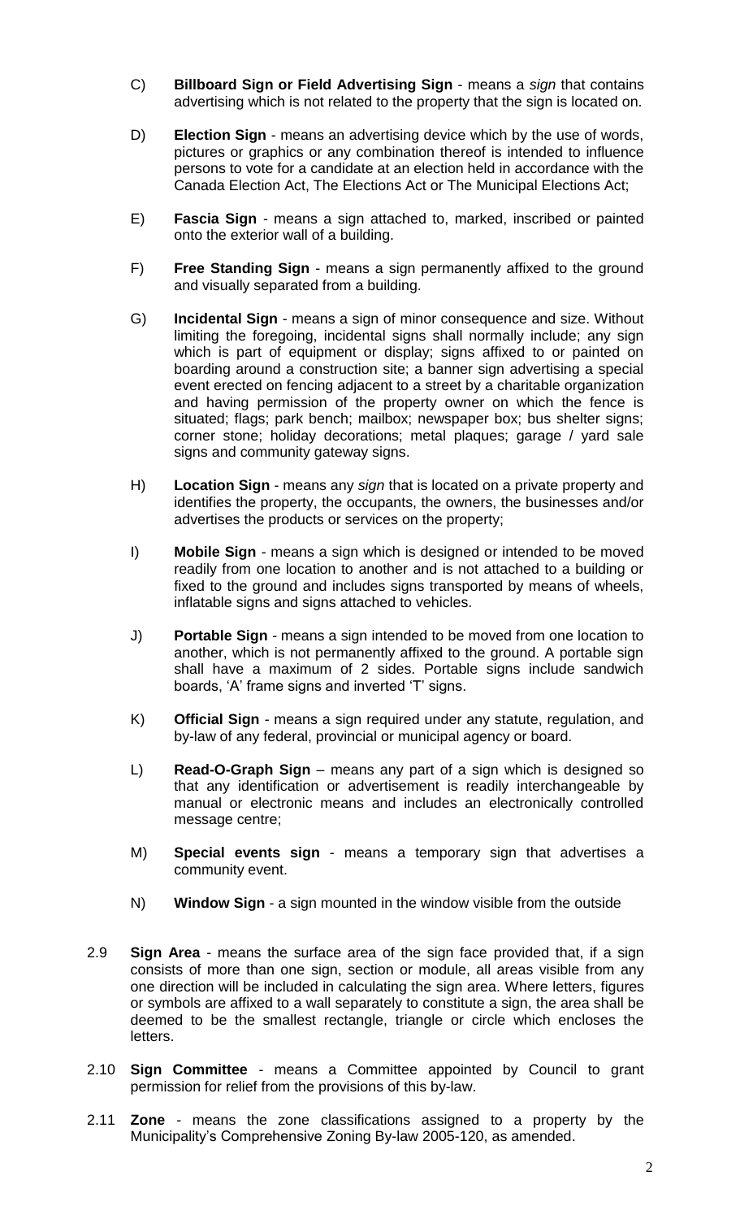C) **Billboard Sign or Field Advertising Sign** - means a *sign* that contains advertising which is not related to the property that the sign is located on.

D) **Election Sign** - means an advertising device which by the use of words, pictures or graphics or any combination thereof is intended to influence persons to vote for a candidate at an election held in accordance with the Canada Election Act, The Elections Act or The Municipal Elections Act;

E) **Fascia Sign** - means a sign attached to, marked, inscribed or painted onto the exterior wall of a building.

F) **Free Standing Sign** - means a sign permanently affixed to the ground and visually separated from a building.

G) **Incidental Sign** - means a sign of minor consequence and size. Without limiting the foregoing, incidental signs shall normally include; any sign which is part of equipment or display; signs affixed to or painted on boarding around a construction site; a banner sign advertising a special event erected on fencing adjacent to a street by a charitable organization and having permission of the property owner on which the fence is situated; flags; park bench; mailbox; newspaper box; bus shelter signs; corner stone; holiday decorations; metal plaques; garage / yard sale signs and community gateway signs.

H) **Location Sign** - means any *sign* that is located on a private property and identifies the property, the occupants, the owners, the businesses and/or advertises the products or services on the property;

I) **Mobile Sign** - means a sign which is designed or intended to be moved readily from one location to another and is not attached to a building or fixed to the ground and includes signs transported by means of wheels, inflatable signs and signs attached to vehicles.

J) **Portable Sign** - means a sign intended to be moved from one location to another, which is not permanently affixed to the ground. A portable sign shall have a maximum of 2 sides. Portable signs include sandwich boards, 'A' frame signs and inverted 'T' signs.

K) **Official Sign** - means a sign required under any statute, regulation, and by-law of any federal, provincial or municipal agency or board.

L) **Read-O-Graph Sign** – means any part of a sign which is designed so that any identification or advertisement is readily interchangeable by manual or electronic means and includes an electronically controlled message centre;

M) **Special events sign** - means a temporary sign that advertises a community event.

N) **Window Sign** - a sign mounted in the window visible from the outside

2.9 **Sign Area** - means the surface area of the sign face provided that, if a sign consists of more than one sign, section or module, all areas visible from any one direction will be included in calculating the sign area. Where letters, figures or symbols are affixed to a wall separately to constitute a sign, the area shall be deemed to be the smallest rectangle, triangle or circle which encloses the letters.

2.10 **Sign Committee** - means a Committee appointed by Council to grant permission for relief from the provisions of this by-law.

2.11 **Zone** - means the zone classifications assigned to a property by the Municipality's Comprehensive Zoning By-law 2005-120, as amended.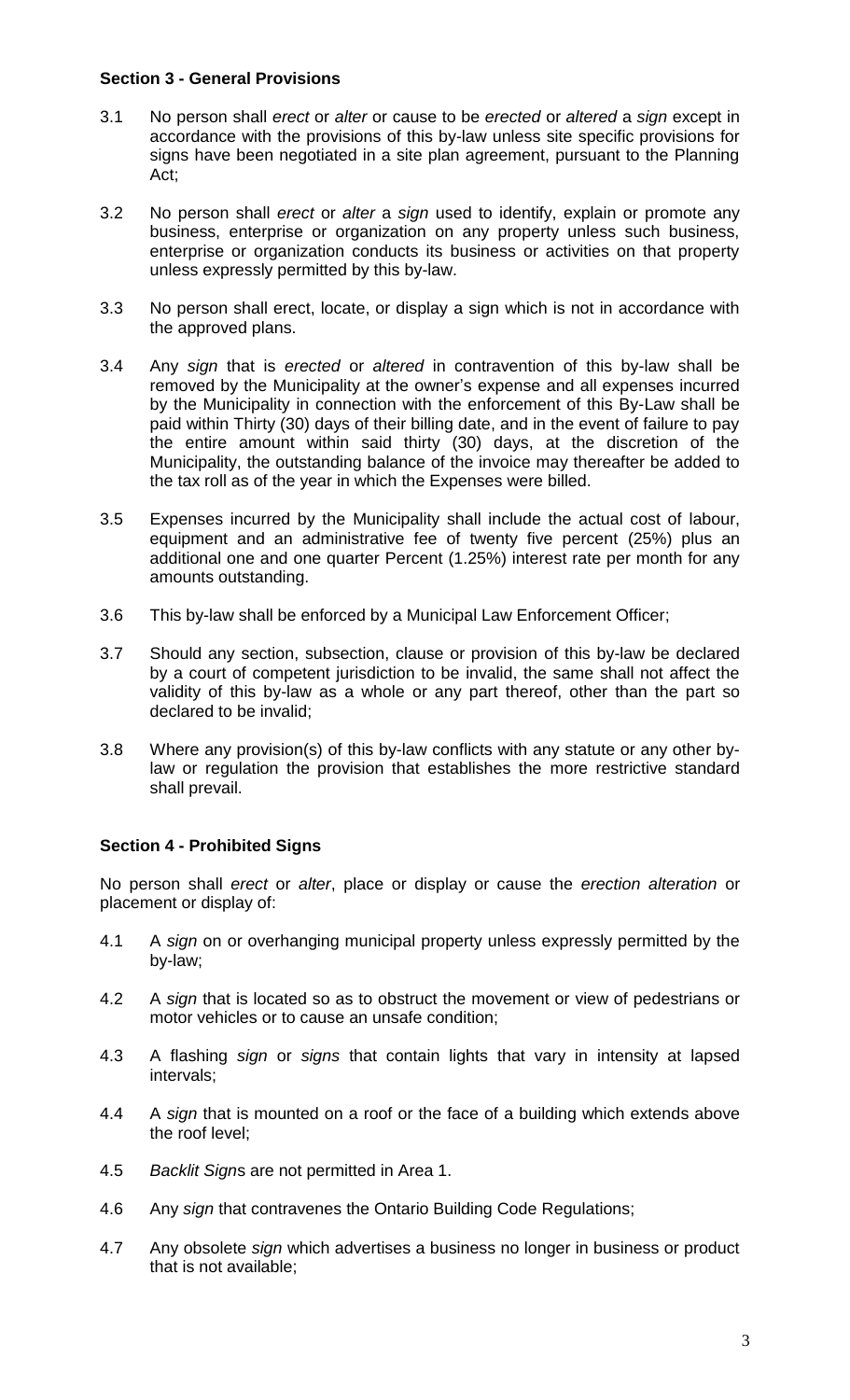**Section 3 - General Provisions**

3.1 No person shall *erect* or *alter* or cause to be *erected* or *altered* a *sign* except in accordance with the provisions of this by-law unless site specific provisions for signs have been negotiated in a site plan agreement, pursuant to the Planning Act;

3.2 No person shall *erect* or *alter* a *sign* used to identify, explain or promote any business, enterprise or organization on any property unless such business, enterprise or organization conducts its business or activities on that property unless expressly permitted by this by-law.

3.3 No person shall erect, locate, or display a sign which is not in accordance with the approved plans.

3.4 Any *sign* that is *erected* or *altered* in contravention of this by-law shall be removed by the Municipality at the owner's expense and all expenses incurred by the Municipality in connection with the enforcement of this By-Law shall be paid within Thirty (30) days of their billing date, and in the event of failure to pay the entire amount within said thirty (30) days, at the discretion of the Municipality, the outstanding balance of the invoice may thereafter be added to the tax roll as of the year in which the Expenses were billed.

3.5 Expenses incurred by the Municipality shall include the actual cost of labour, equipment and an administrative fee of twenty five percent (25%) plus an additional one and one quarter Percent (1.25%) interest rate per month for any amounts outstanding.

3.6 This by-law shall be enforced by a Municipal Law Enforcement Officer;

3.7 Should any section, subsection, clause or provision of this by-law be declared by a court of competent jurisdiction to be invalid, the same shall not affect the validity of this by-law as a whole or any part thereof, other than the part so declared to be invalid;

3.8 Where any provision(s) of this by-law conflicts with any statute or any other by-law or regulation the provision that establishes the more restrictive standard shall prevail.

**Section 4 - Prohibited Signs**

No person shall *erect* or *alter*, place or display or cause the *erection alteration* or placement or display of:

4.1 A *sign* on or overhanging municipal property unless expressly permitted by the by-law;

4.2 A *sign* that is located so as to obstruct the movement or view of pedestrians or motor vehicles or to cause an unsafe condition;

4.3 A flashing *sign* or *signs* that contain lights that vary in intensity at lapsed intervals;

4.4 A *sign* that is mounted on a roof or the face of a building which extends above the roof level;

4.5 *Backlit Sign*s are not permitted in Area 1.

4.6 Any *sign* that contravenes the Ontario Building Code Regulations;

4.7 Any obsolete *sign* which advertises a business no longer in business or product that is not available;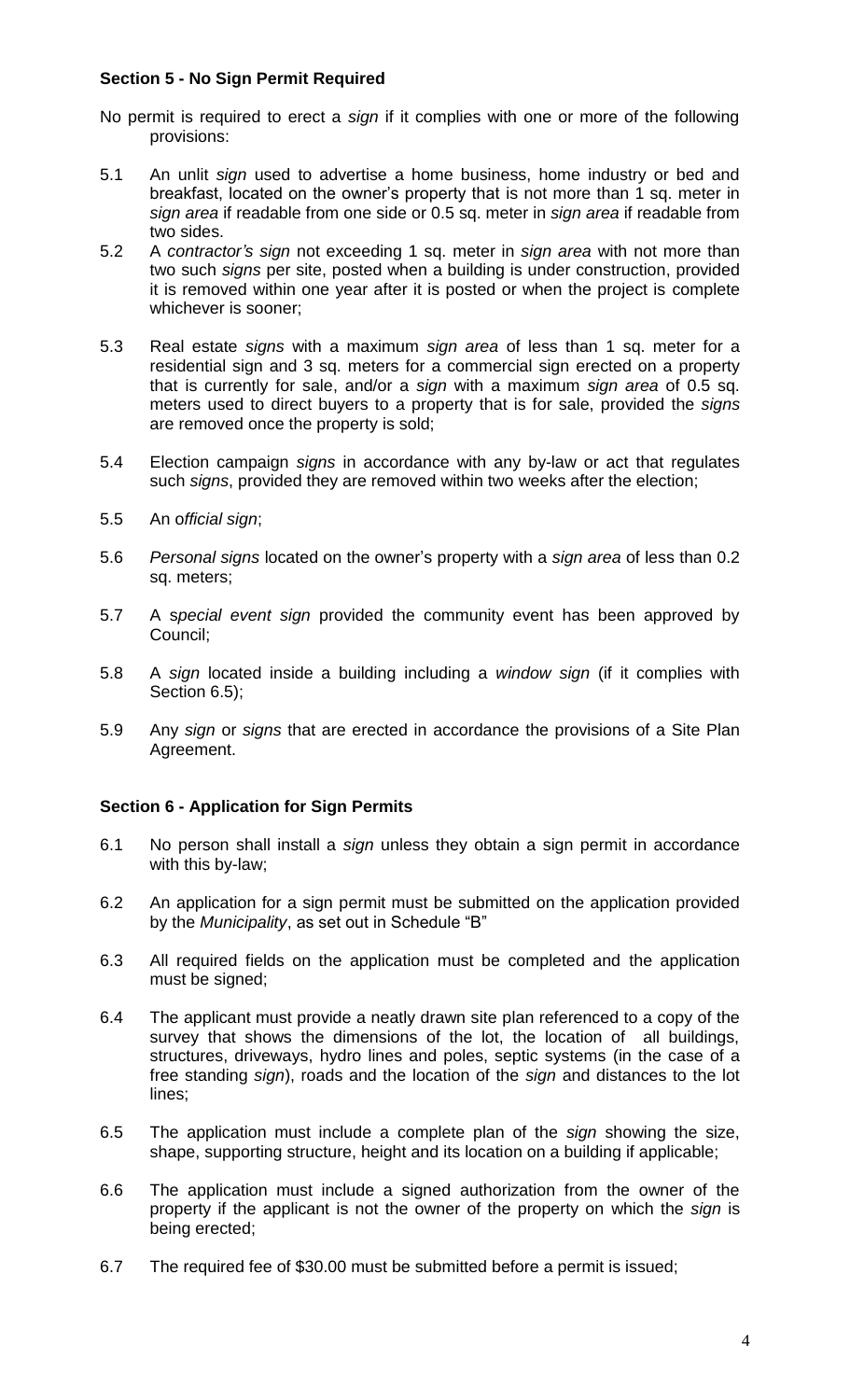### Section 5 - No Sign Permit Required

No permit is required to erect a *sign* if it complies with one or more of the following provisions:

5.1 An unlit *sign* used to advertise a home business, home industry or bed and breakfast, located on the owner's property that is not more than 1 sq. meter in *sign area* if readable from one side or 0.5 sq. meter in *sign area* if readable from two sides.

5.2 A *contractor's sign* not exceeding 1 sq. meter in *sign area* with not more than two such *signs* per site, posted when a building is under construction, provided it is removed within one year after it is posted or when the project is complete whichever is sooner;

5.3 Real estate *signs* with a maximum *sign area* of less than 1 sq. meter for a residential sign and 3 sq. meters for a commercial sign erected on a property that is currently for sale, and/or a *sign* with a maximum *sign area* of 0.5 sq. meters used to direct buyers to a property that is for sale, provided the *signs* are removed once the property is sold;

5.4 Election campaign *signs* in accordance with any by-law or act that regulates such *signs*, provided they are removed within two weeks after the election;

5.5 An o*fficial sign*;

5.6 *Personal signs* located on the owner's property with a *sign area* of less than 0.2 sq. meters;

5.7 A s*pecial event sign* provided the community event has been approved by Council;

5.8 A *sign* located inside a building including a *window sign* (if it complies with Section 6.5);

5.9 Any *sign* or *signs* that are erected in accordance the provisions of a Site Plan Agreement.

### Section 6 - Application for Sign Permits

6.1 No person shall install a *sign* unless they obtain a sign permit in accordance with this by-law;

6.2 An application for a sign permit must be submitted on the application provided by the *Municipality*, as set out in Schedule "B"

6.3 All required fields on the application must be completed and the application must be signed;

6.4 The applicant must provide a neatly drawn site plan referenced to a copy of the survey that shows the dimensions of the lot, the location of all buildings, structures, driveways, hydro lines and poles, septic systems (in the case of a free standing *sign*), roads and the location of the *sign* and distances to the lot lines;

6.5 The application must include a complete plan of the *sign* showing the size, shape, supporting structure, height and its location on a building if applicable;

6.6 The application must include a signed authorization from the owner of the property if the applicant is not the owner of the property on which the *sign* is being erected;

6.7 The required fee of $30.00 must be submitted before a permit is issued;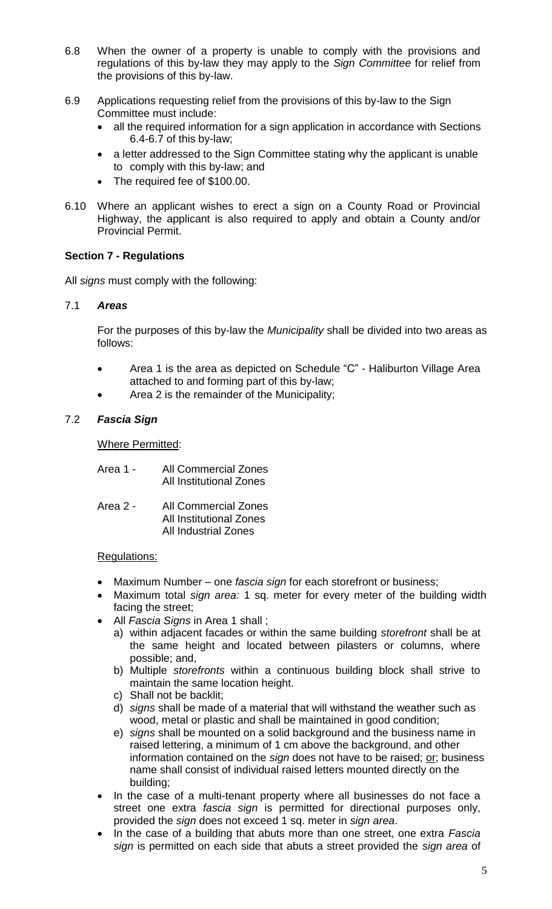6.8 When the owner of a property is unable to comply with the provisions and regulations of this by-law they may apply to the *Sign Committee* for relief from the provisions of this by-law.

6.9 Applications requesting relief from the provisions of this by-law to the Sign Committee must include:

- all the required information for a sign application in accordance with Sections 6.4-6.7 of this by-law;
- a letter addressed to the Sign Committee stating why the applicant is unable to comply with this by-law; and
- The required fee of $100.00.

6.10 Where an applicant wishes to erect a sign on a County Road or Provincial Highway, the applicant is also required to apply and obtain a County and/or Provincial Permit.

**Section 7 - Regulations**

All *signs* must comply with the following:

7.1 ***Areas***

For the purposes of this by-law the *Municipality* shall be divided into two areas as follows:

- Area 1 is the area as depicted on Schedule "C" - Haliburton Village Area attached to and forming part of this by-law;
- Area 2 is the remainder of the Municipality;

7.2 ***Fascia Sign***

Where Permitted:

Area 1 - All Commercial Zones
All Institutional Zones

Area 2 - All Commercial Zones
All Institutional Zones
All Industrial Zones

Regulations:

- Maximum Number – one *fascia sign* for each storefront or business;
- Maximum total *sign area:* 1 sq. meter for every meter of the building width facing the street;
- All *Fascia Signs* in Area 1 shall ;
  a) within adjacent facades or within the same building *storefront* shall be at the same height and located between pilasters or columns, where possible; and,
  b) Multiple *storefronts* within a continuous building block shall strive to maintain the same location height.
  c) Shall not be backlit;
  d) *signs* shall be made of a material that will withstand the weather such as wood, metal or plastic and shall be maintained in good condition;
  e) *signs* shall be mounted on a solid background and the business name in raised lettering, a minimum of 1 cm above the background, and other information contained on the *sign* does not have to be raised; or; business name shall consist of individual raised letters mounted directly on the building;
- In the case of a multi-tenant property where all businesses do not face a street one extra *fascia sign* is permitted for directional purposes only, provided the *sign* does not exceed 1 sq. meter in *sign area*.
- In the case of a building that abuts more than one street, one extra *Fascia sign* is permitted on each side that abuts a street provided the *sign area* of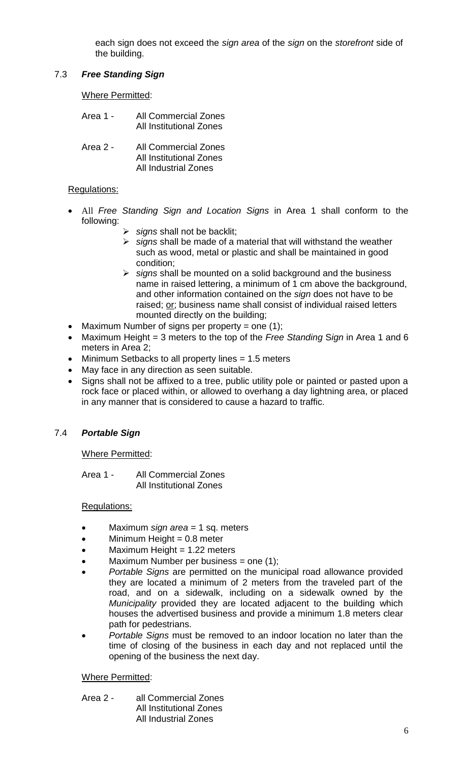each sign does not exceed the *sign area* of the *sign* on the *storefront* side of the building.

### 7.3 ***Free Standing Sign***

Where Permitted:

Area 1 - All Commercial Zones
All Institutional Zones

Area 2 - All Commercial Zones
All Institutional Zones
All Industrial Zones

Regulations:

- All *Free Standing Sign and Location Signs* in Area 1 shall conform to the following:
  - *signs* shall not be backlit;
  - *signs* shall be made of a material that will withstand the weather such as wood, metal or plastic and shall be maintained in good condition;
  - *signs* shall be mounted on a solid background and the business name in raised lettering, a minimum of 1 cm above the background, and other information contained on the *sign* does not have to be raised; or; business name shall consist of individual raised letters mounted directly on the building;
- Maximum Number of signs per property = one (1);
- Maximum Height = 3 meters to the top of the *Free Standing Sign* in Area 1 and 6 meters in Area 2;
- Minimum Setbacks to all property lines = 1.5 meters
- May face in any direction as seen suitable.
- Signs shall not be affixed to a tree, public utility pole or painted or pasted upon a rock face or placed within, or allowed to overhang a day lightning area, or placed in any manner that is considered to cause a hazard to traffic.

### 7.4 ***Portable Sign***

Where Permitted:

Area 1 - All Commercial Zones
All Institutional Zones

Regulations:

- Maximum *sign area* = 1 sq. meters
- Minimum Height = 0.8 meter
- Maximum Height = 1.22 meters
- Maximum Number per business = one (1);
- *Portable Signs* are permitted on the municipal road allowance provided they are located a minimum of 2 meters from the traveled part of the road, and on a sidewalk, including on a sidewalk owned by the *Municipality* provided they are located adjacent to the building which houses the advertised business and provide a minimum 1.8 meters clear path for pedestrians.
- *Portable Signs* must be removed to an indoor location no later than the time of closing of the business in each day and not replaced until the opening of the business the next day.

Where Permitted:

Area 2 - all Commercial Zones
All Institutional Zones
All Industrial Zones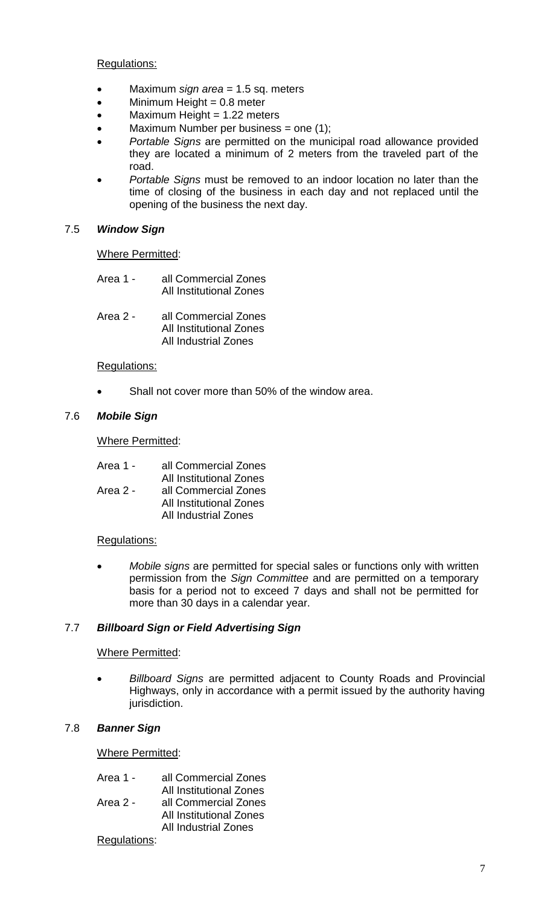Regulations:

- Maximum *sign area* = 1.5 sq. meters
- Minimum Height = 0.8 meter
- Maximum Height = 1.22 meters
- Maximum Number per business = one (1);
- *Portable Signs* are permitted on the municipal road allowance provided they are located a minimum of 2 meters from the traveled part of the road.
- *Portable Signs* must be removed to an indoor location no later than the time of closing of the business in each day and not replaced until the opening of the business the next day.

### 7.5 ***Window Sign***

Where Permitted:

Area 1 - all Commercial Zones
All Institutional Zones

Area 2 - all Commercial Zones
All Institutional Zones
All Industrial Zones

Regulations:

- Shall not cover more than 50% of the window area.

### 7.6 ***Mobile Sign***

Where Permitted:

Area 1 - all Commercial Zones
All Institutional Zones
Area 2 - all Commercial Zones
All Institutional Zones
All Industrial Zones

Regulations:

- *Mobile signs* are permitted for special sales or functions only with written permission from the *Sign Committee* and are permitted on a temporary basis for a period not to exceed 7 days and shall not be permitted for more than 30 days in a calendar year.

### 7.7 ***Billboard Sign or Field Advertising Sign***

Where Permitted:

- *Billboard Signs* are permitted adjacent to County Roads and Provincial Highways, only in accordance with a permit issued by the authority having jurisdiction.

### 7.8 ***Banner Sign***

Where Permitted:

Area 1 - all Commercial Zones
All Institutional Zones
Area 2 - all Commercial Zones
All Institutional Zones
All Industrial Zones

Regulations: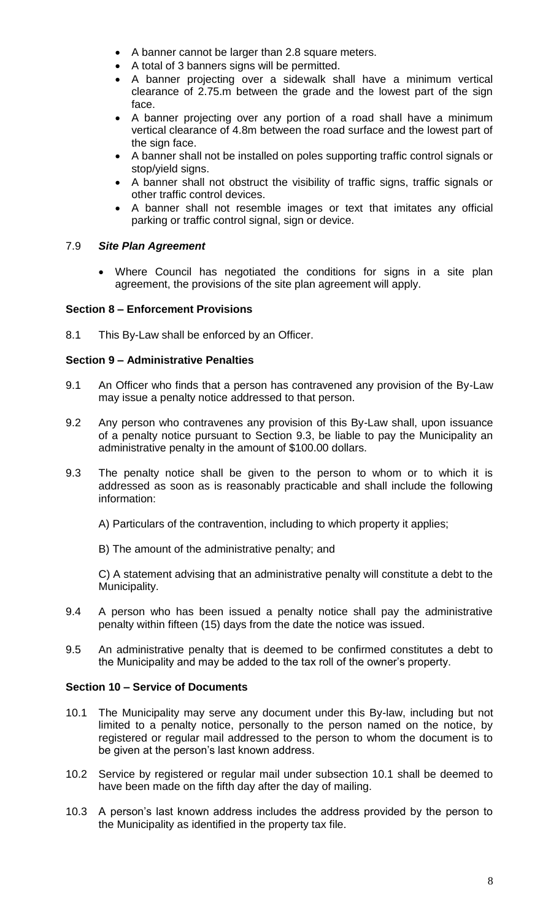- A banner cannot be larger than 2.8 square meters.
- A total of 3 banners signs will be permitted.
- A banner projecting over a sidewalk shall have a minimum vertical clearance of 2.75.m between the grade and the lowest part of the sign face.
- A banner projecting over any portion of a road shall have a minimum vertical clearance of 4.8m between the road surface and the lowest part of the sign face.
- A banner shall not be installed on poles supporting traffic control signals or stop/yield signs.
- A banner shall not obstruct the visibility of traffic signs, traffic signals or other traffic control devices.
- A banner shall not resemble images or text that imitates any official parking or traffic control signal, sign or device.

7.9 ***Site Plan Agreement***

- Where Council has negotiated the conditions for signs in a site plan agreement, the provisions of the site plan agreement will apply.

**Section 8 – Enforcement Provisions**

8.1 This By-Law shall be enforced by an Officer.

**Section 9 – Administrative Penalties**

9.1 An Officer who finds that a person has contravened any provision of the By-Law may issue a penalty notice addressed to that person.

9.2 Any person who contravenes any provision of this By-Law shall, upon issuance of a penalty notice pursuant to Section 9.3, be liable to pay the Municipality an administrative penalty in the amount of $100.00 dollars.

9.3 The penalty notice shall be given to the person to whom or to which it is addressed as soon as is reasonably practicable and shall include the following information:

A) Particulars of the contravention, including to which property it applies;

B) The amount of the administrative penalty; and

C) A statement advising that an administrative penalty will constitute a debt to the Municipality.

9.4 A person who has been issued a penalty notice shall pay the administrative penalty within fifteen (15) days from the date the notice was issued.

9.5 An administrative penalty that is deemed to be confirmed constitutes a debt to the Municipality and may be added to the tax roll of the owner's property.

**Section 10 – Service of Documents**

10.1 The Municipality may serve any document under this By-law, including but not limited to a penalty notice, personally to the person named on the notice, by registered or regular mail addressed to the person to whom the document is to be given at the person's last known address.

10.2 Service by registered or regular mail under subsection 10.1 shall be deemed to have been made on the fifth day after the day of mailing.

10.3 A person's last known address includes the address provided by the person to the Municipality as identified in the property tax file.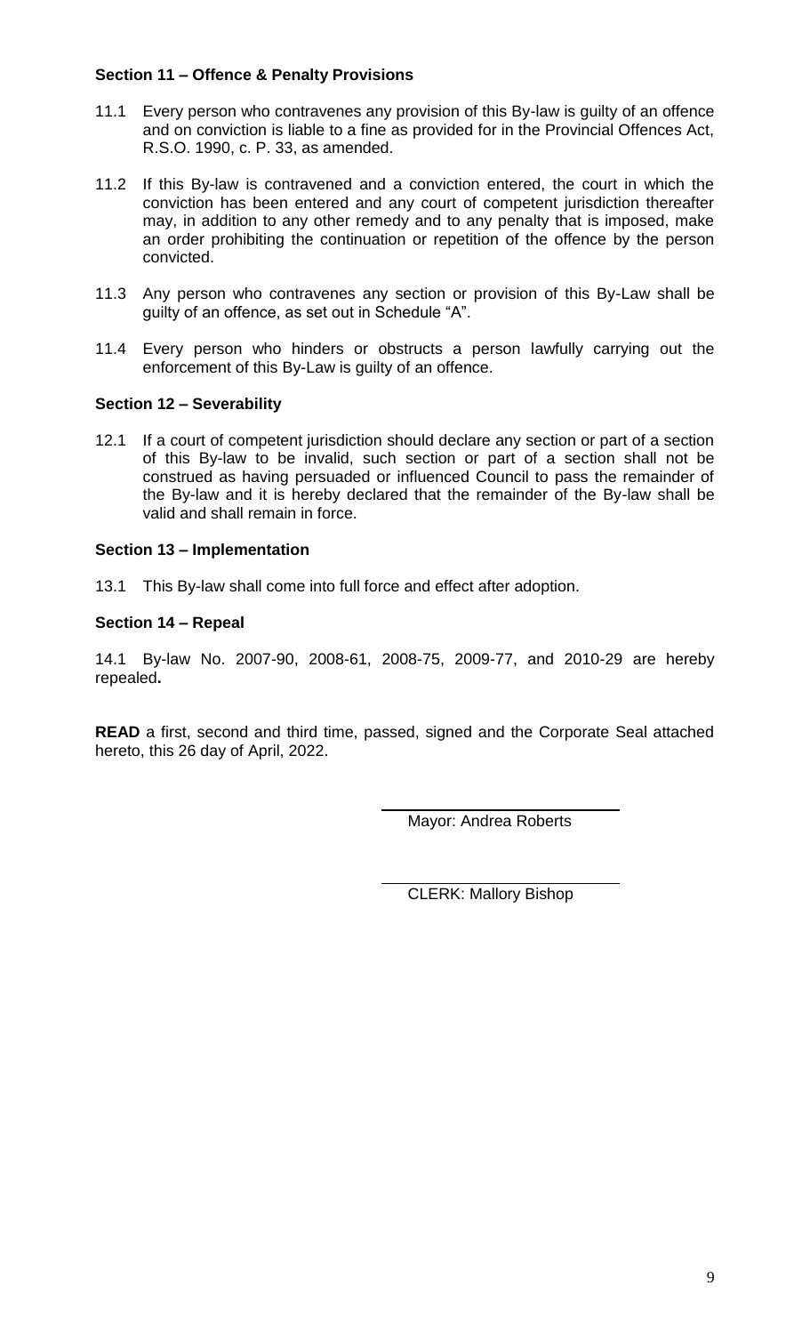**Section 11 – Offence & Penalty Provisions**

11.1 Every person who contravenes any provision of this By-law is guilty of an offence and on conviction is liable to a fine as provided for in the Provincial Offences Act, R.S.O. 1990, c. P. 33, as amended.

11.2 If this By-law is contravened and a conviction entered, the court in which the conviction has been entered and any court of competent jurisdiction thereafter may, in addition to any other remedy and to any penalty that is imposed, make an order prohibiting the continuation or repetition of the offence by the person convicted.

11.3 Any person who contravenes any section or provision of this By-Law shall be guilty of an offence, as set out in Schedule "A".

11.4 Every person who hinders or obstructs a person lawfully carrying out the enforcement of this By-Law is guilty of an offence.

**Section 12 – Severability**

12.1 If a court of competent jurisdiction should declare any section or part of a section of this By-law to be invalid, such section or part of a section shall not be construed as having persuaded or influenced Council to pass the remainder of the By-law and it is hereby declared that the remainder of the By-law shall be valid and shall remain in force.

**Section 13 – Implementation**

13.1 This By-law shall come into full force and effect after adoption.

**Section 14 – Repeal**

14.1 By-law No. 2007-90, 2008-61, 2008-75, 2009-77, and 2010-29 are hereby repealed**.**

**READ** a first, second and third time, passed, signed and the Corporate Seal attached hereto, this 26 day of April, 2022.

Mayor: Andrea Roberts

CLERK: Mallory Bishop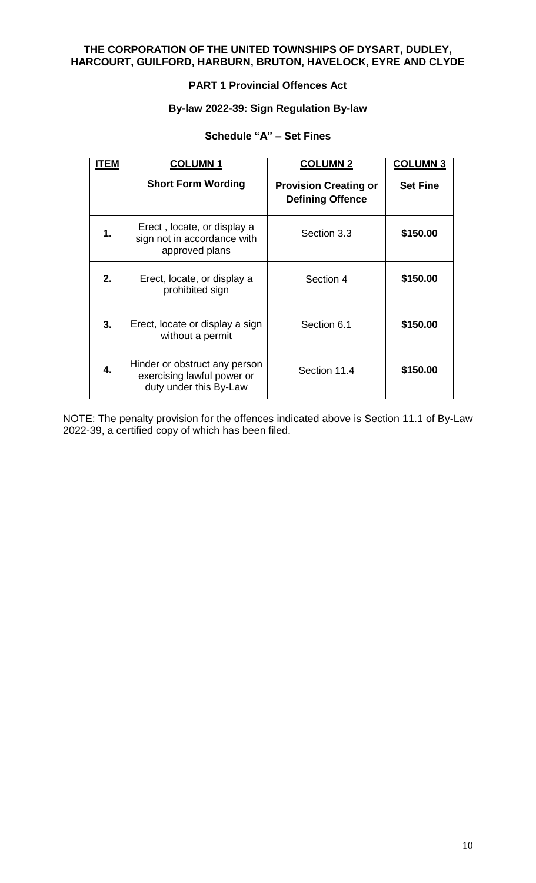**THE CORPORATION OF THE UNITED TOWNSHIPS OF DYSART, DUDLEY, HARCOURT, GUILFORD, HARBURN, BRUTON, HAVELOCK, EYRE AND CLYDE**

**PART 1 Provincial Offences Act**

**By-law 2022-39: Sign Regulation By-law**

**Schedule "A" – Set Fines**

| ITEM | COLUMN 1<br>Short Form Wording | COLUMN 2<br>Provision Creating or Defining Offence | COLUMN 3<br>Set Fine |
|---|---|---|---|
| **1.** | Erect , locate, or display a sign not in accordance with approved plans | Section 3.3 | **$150.00** |
| **2.** | Erect, locate, or display a prohibited sign | Section 4 | **$150.00** |
| **3.** | Erect, locate or display a sign without a permit | Section 6.1 | **$150.00** |
| **4.** | Hinder or obstruct any person exercising lawful power or duty under this By-Law | Section 11.4 | **$150.00** |

NOTE: The penalty provision for the offences indicated above is Section 11.1 of By-Law 2022-39, a certified copy of which has been filed.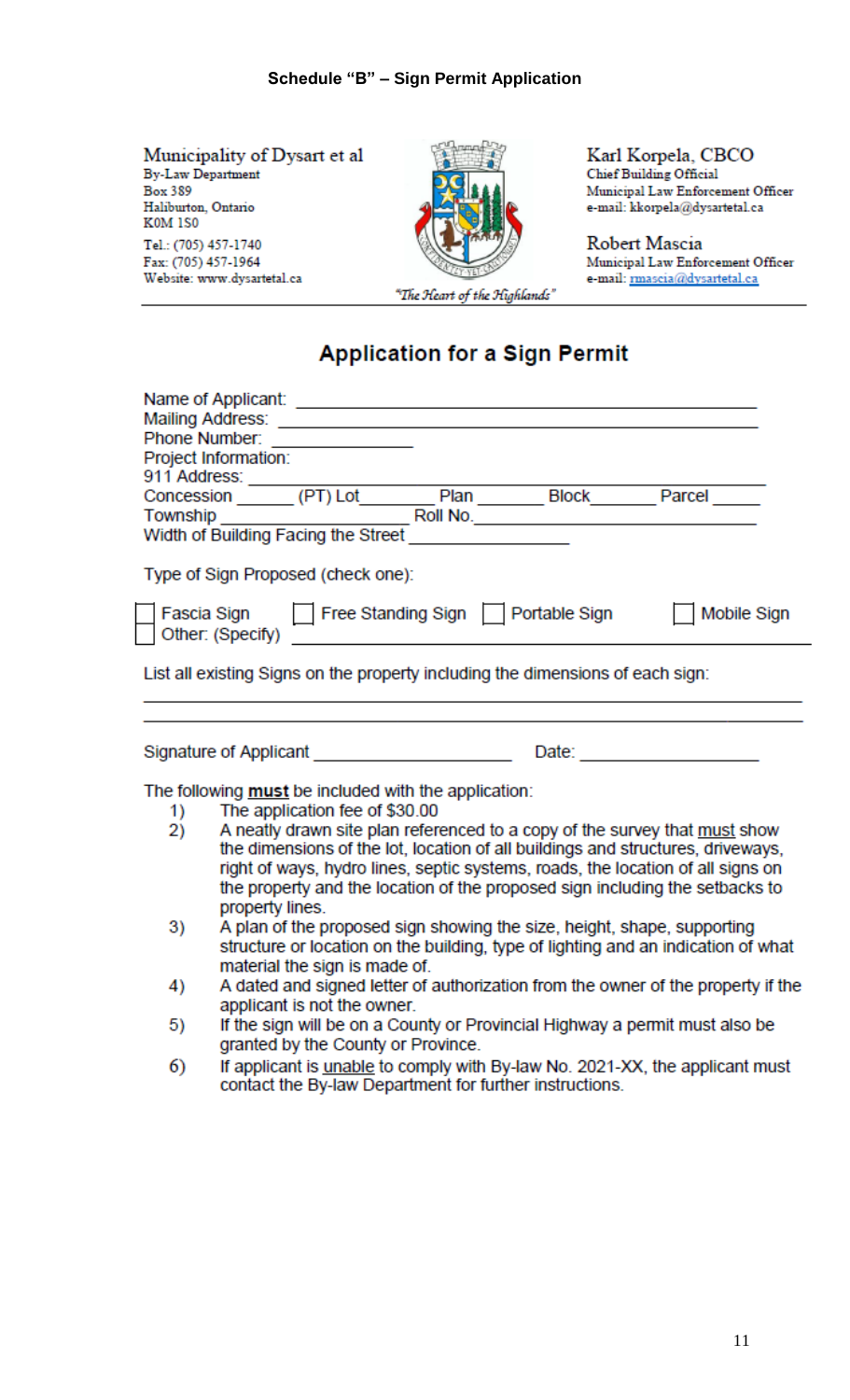**Schedule "B" – Sign Permit Application**

Municipality of Dysart et al
By-Law Department
Box 389
Haliburton, Ontario
K0M 1S0
Tel.: (705) 457-1740
Fax: (705) 457-1964
Website: www.dysartetal.ca

*"The Heart of the Highlands"*

Karl Korpela, CBCO
Chief Building Official
Municipal Law Enforcement Officer
e-mail: kkorpela@dysartetal.ca

Robert Mascia
Municipal Law Enforcement Officer
e-mail: rmascia@dysartetal.ca

## Application for a Sign Permit

Name of Applicant: ____________________________________________
Mailing Address: ______________________________________________
Phone Number: ______________
Project Information:
911 Address: _________________________________________________
Concession ______ (PT) Lot ________ Plan _______ Block _______ Parcel _____
Township ____________________ Roll No. __________________________
Width of Building Facing the Street _______________

Type of Sign Proposed (check one):

☐ Fascia Sign ☐ Free Standing Sign ☐ Portable Sign ☐ Mobile Sign
☐ Other: (Specify) ____________________________________________

List all existing Signs on the property including the dimensions of each sign:

______________________________________________________________

______________________________________________________________

Signature of Applicant ____________________ Date: __________________

The following **must** be included with the application:

1) The application fee of $30.00
2) A neatly drawn site plan referenced to a copy of the survey that must show the dimensions of the lot, location of all buildings and structures, driveways, right of ways, hydro lines, septic systems, roads, the location of all signs on the property and the location of the proposed sign including the setbacks to property lines.
3) A plan of the proposed sign showing the size, height, shape, supporting structure or location on the building, type of lighting and an indication of what material the sign is made of.
4) A dated and signed letter of authorization from the owner of the property if the applicant is not the owner.
5) If the sign will be on a County or Provincial Highway a permit must also be granted by the County or Province.
6) If applicant is unable to comply with By-law No. 2021-XX, the applicant must contact the By-law Department for further instructions.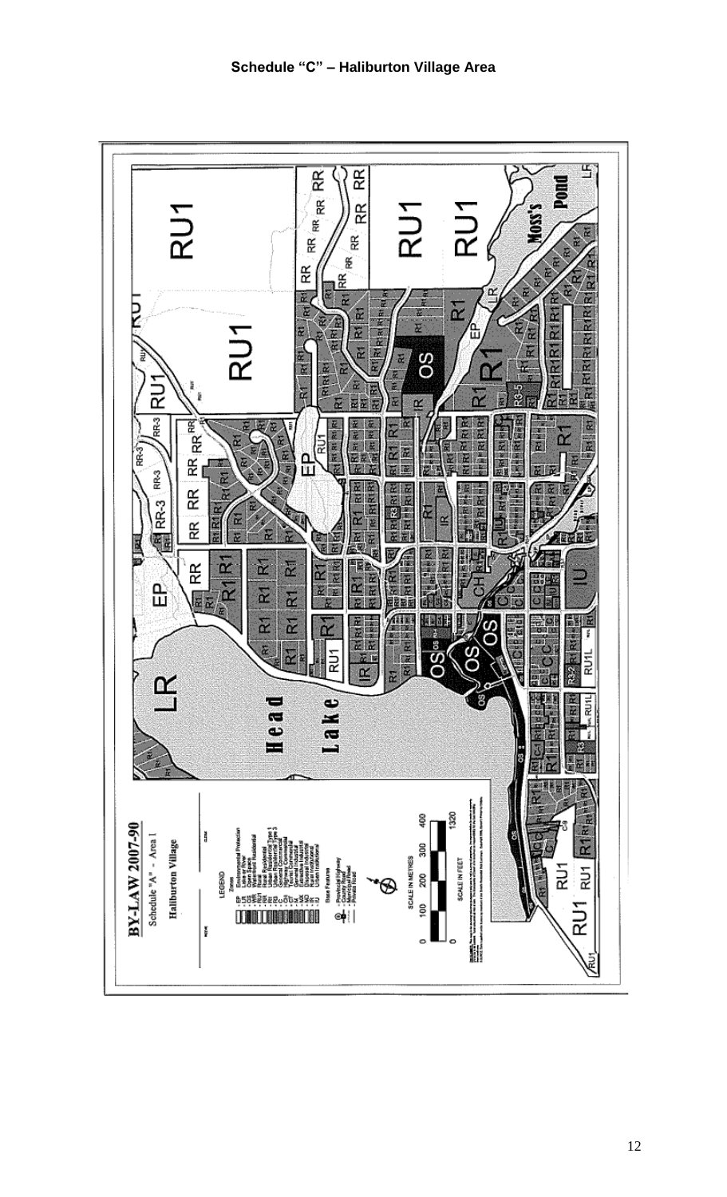**Schedule "C" – Haliburton Village Area**